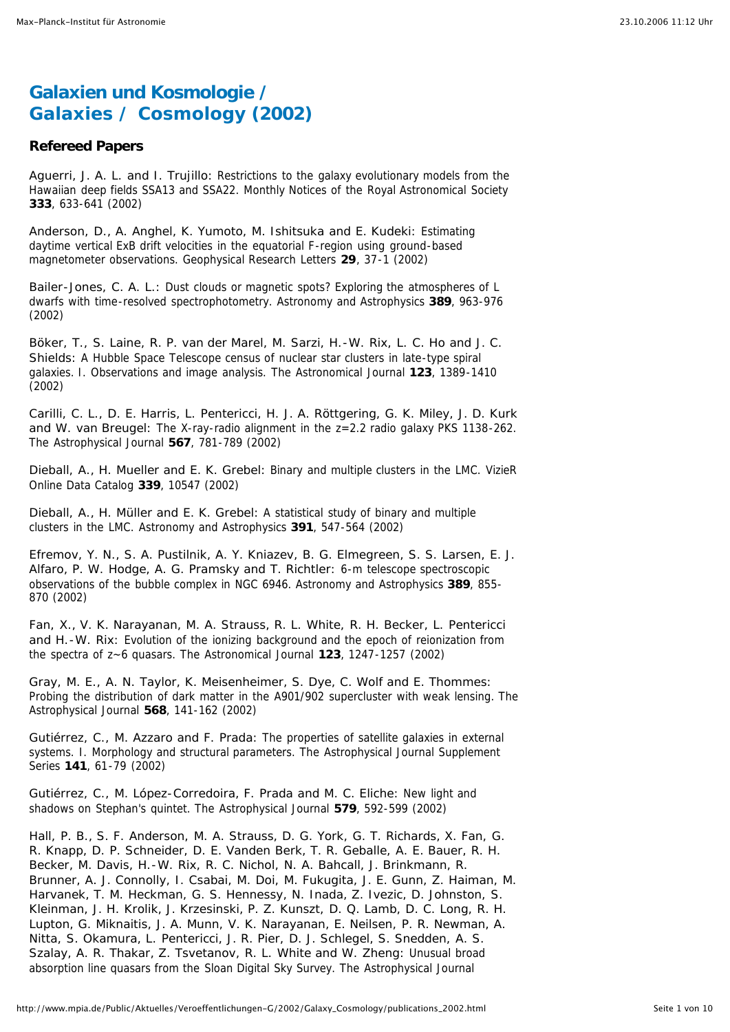# Galaxien und Kosmologie / Galaxies / Cosmology (2002)

## Refereed Papers

Aguerri, J. A. L. and I. Trujillo: Restrictions to the galaxy evolutionary models from the Hawaiian deep fields SSA13 and SSA22. Monthly Notices of the Royal Astronomical Society **333**, 633-641 (2002)

Anderson, D., A. Anghel, K. Yumoto, M. Ishitsuka and E. Kudeki: Estimating daytime vertical ExB drift velocities in the equatorial F-region using ground-based magnetometer observations. Geophysical Research Letters **29**, 37-1 (2002)

Bailer-Jones, C. A. L.: Dust clouds or magnetic spots? Exploring the atmospheres of L dwarfs with time-resolved spectrophotometry. Astronomy and Astrophysics **389**, 963-976 (2002)

Böker, T., S. Laine, R. P. van der Marel, M. Sarzi, H.-W. Rix, L. C. Ho and J. C. Shields: A Hubble Space Telescope census of nuclear star clusters in late-type spiral galaxies. I. Observations and image analysis. The Astronomical Journal **123**, 1389-1410 (2002)

Carilli, C. L., D. E. Harris, L. Pentericci, H. J. A. Röttgering, G. K. Miley, J. D. Kurk and W. van Breugel: The X-ray-radio alignment in the z=2.2 radio galaxy PKS 1138-262. The Astrophysical Journal **567**, 781-789 (2002)

Dieball, A., H. Mueller and E. K. Grebel: Binary and multiple clusters in the LMC. VizieR Online Data Catalog **339**, 10547 (2002)

Dieball, A., H. Müller and E. K. Grebel: A statistical study of binary and multiple clusters in the LMC. Astronomy and Astrophysics **391**, 547-564 (2002)

Efremov, Y. N., S. A. Pustilnik, A. Y. Kniazev, B. G. Elmegreen, S. S. Larsen, E. J. Alfaro, P. W. Hodge, A. G. Pramsky and T. Richtler: 6-m telescope spectroscopic observations of the bubble complex in NGC 6946. Astronomy and Astrophysics **389**, 855-870 (2002)

Fan, X., V. K. Narayanan, M. A. Strauss, R. L. White, R. H. Becker, L. Pentericci and H.-W. Rix: Evolution of the ionizing background and the epoch of reionization from the spectra of z~6 quasars. The Astronomical Journal **123**, 1247-1257 (2002)

Gray, M. E., A. N. Taylor, K. Meisenheimer, S. Dye, C. Wolf and E. Thommes: Probing the distribution of dark matter in the A901/902 supercluster with weak lensing. The Astrophysical Journal **568**, 141-162 (2002)

Gutiérrez, C., M. Azzaro and F. Prada: The properties of satellite galaxies in external systems. I. Morphology and structural parameters. The Astrophysical Journal Supplement Series **141**, 61-79 (2002)

Gutiérrez, C., M. López-Corredoira, F. Prada and M. C. Eliche: New light and shadows on Stephan's quintet. The Astrophysical Journal **579**, 592-599 (2002)

Hall, P. B., S. F. Anderson, M. A. Strauss, D. G. York, G. T. Richards, X. Fan, G. R. Knapp, D. P. Schneider, D. E. Vanden Berk, T. R. Geballe, A. E. Bauer, R. H. Becker, M. Davis, H.-W. Rix, R. C. Nichol, N. A. Bahcall, J. Brinkmann, R. Brunner, A. J. Connolly, I. Csabai, M. Doi, M. Fukugita, J. E. Gunn, Z. Haiman, M. Harvanek, T. M. Heckman, G. S. Hennessy, N. Inada, Z. Ivezic, D. Johnston, S. Kleinman, J. H. Krolik, J. Krzesinski, P. Z. Kunszt, D. Q. Lamb, D. C. Long, R. H. Lupton, G. Miknaitis, J. A. Munn, V. K. Narayanan, E. Neilsen, P. R. Newman, A. Nitta, S. Okamura, L. Pentericci, J. R. Pier, D. J. Schlegel, S. Snedden, A. S. Szalay, A. R. Thakar, Z. Tsvetanov, R. L. White and W. Zheng: Unusual broad absorption line quasars from the Sloan Digital Sky Survey. The Astrophysical Journal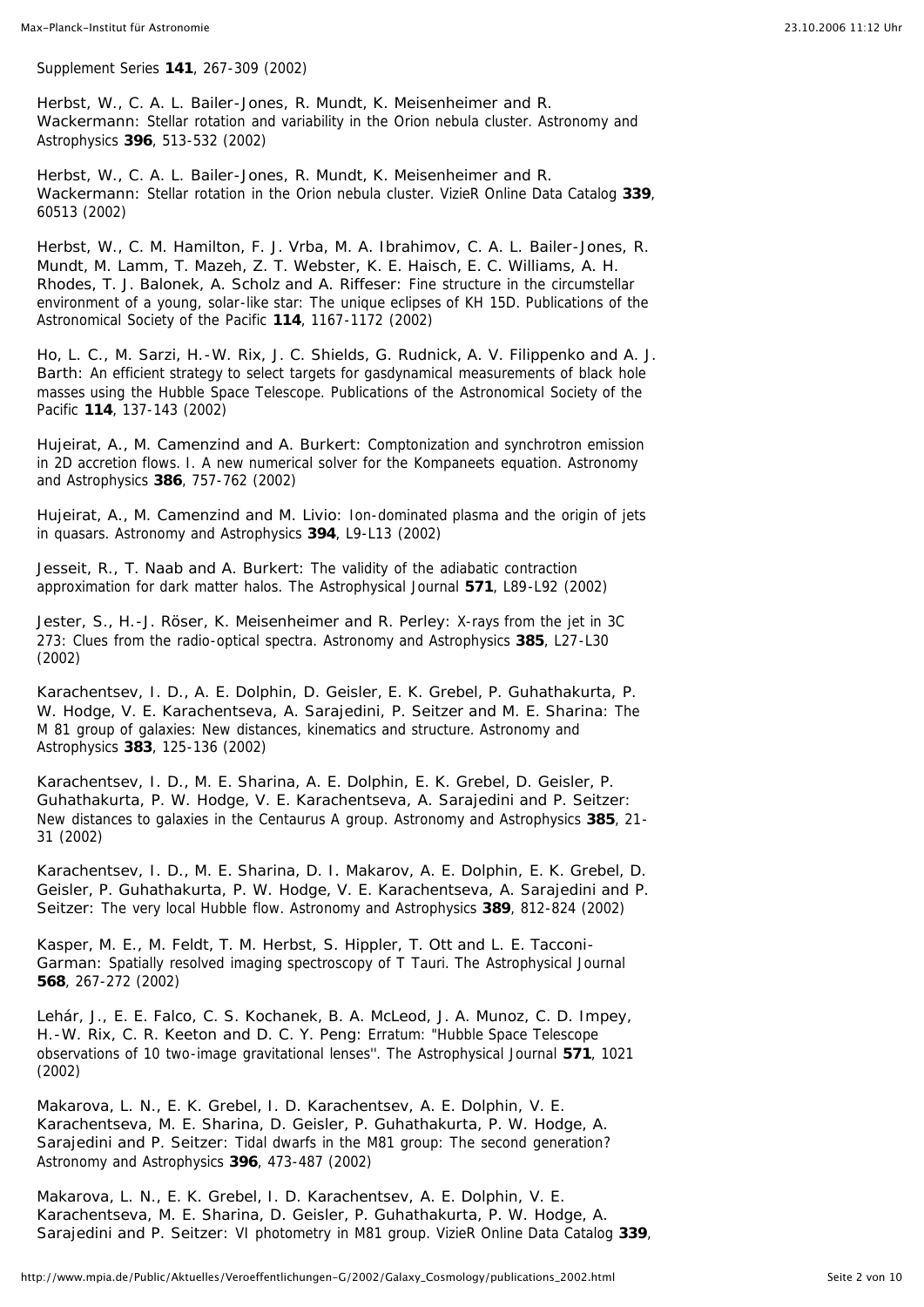Supplement Series **141**, 267-309 (2002)

Herbst, W., C. A. L. Bailer-Jones, R. Mundt, K. Meisenheimer and R. Wackermann: Stellar rotation and variability in the Orion nebula cluster. Astronomy and Astrophysics **396**, 513-532 (2002)

Herbst, W., C. A. L. Bailer-Jones, R. Mundt, K. Meisenheimer and R. Wackermann: Stellar rotation in the Orion nebula cluster. VizieR Online Data Catalog **339**, 60513 (2002)

Herbst, W., C. M. Hamilton, F. J. Vrba, M. A. Ibrahimov, C. A. L. Bailer-Jones, R. Mundt, M. Lamm, T. Mazeh, Z. T. Webster, K. E. Haisch, E. C. Williams, A. H. Rhodes, T. J. Balonek, A. Scholz and A. Riffeser: Fine structure in the circumstellar environment of a young, solar-like star: The unique eclipses of KH 15D. Publications of the Astronomical Society of the Pacific **114**, 1167-1172 (2002)

Ho, L. C., M. Sarzi, H.-W. Rix, J. C. Shields, G. Rudnick, A. V. Filippenko and A. J. Barth: An efficient strategy to select targets for gasdynamical measurements of black hole masses using the Hubble Space Telescope. Publications of the Astronomical Society of the Pacific **114**, 137-143 (2002)

Hujeirat, A., M. Camenzind and A. Burkert: Comptonization and synchrotron emission in 2D accretion flows. I. A new numerical solver for the Kompaneets equation. Astronomy and Astrophysics **386**, 757-762 (2002)

Hujeirat, A., M. Camenzind and M. Livio: Ion-dominated plasma and the origin of jets in quasars. Astronomy and Astrophysics **394**, L9-L13 (2002)

Jesseit, R., T. Naab and A. Burkert: The validity of the adiabatic contraction approximation for dark matter halos. The Astrophysical Journal **571**, L89-L92 (2002)

Jester, S., H.-J. Röser, K. Meisenheimer and R. Perley: X-rays from the jet in 3C 273: Clues from the radio-optical spectra. Astronomy and Astrophysics **385**, L27-L30 (2002)

Karachentsev, I. D., A. E. Dolphin, D. Geisler, E. K. Grebel, P. Guhathakurta, P. W. Hodge, V. E. Karachentseva, A. Sarajedini, P. Seitzer and M. E. Sharina: The M 81 group of galaxies: New distances, kinematics and structure. Astronomy and Astrophysics **383**, 125-136 (2002)

Karachentsev, I. D., M. E. Sharina, A. E. Dolphin, E. K. Grebel, D. Geisler, P. Guhathakurta, P. W. Hodge, V. E. Karachentseva, A. Sarajedini and P. Seitzer: New distances to galaxies in the Centaurus A group. Astronomy and Astrophysics **385**, 21-31 (2002)

Karachentsev, I. D., M. E. Sharina, D. I. Makarov, A. E. Dolphin, E. K. Grebel, D. Geisler, P. Guhathakurta, P. W. Hodge, V. E. Karachentseva, A. Sarajedini and P. Seitzer: The very local Hubble flow. Astronomy and Astrophysics **389**, 812-824 (2002)

Kasper, M. E., M. Feldt, T. M. Herbst, S. Hippler, T. Ott and L. E. Tacconi-Garman: Spatially resolved imaging spectroscopy of T Tauri. The Astrophysical Journal **568**, 267-272 (2002)

Lehár, J., E. E. Falco, C. S. Kochanek, B. A. McLeod, J. A. Munoz, C. D. Impey, H.-W. Rix, C. R. Keeton and D. C. Y. Peng: Erratum: "Hubble Space Telescope observations of 10 two-image gravitational lenses''. The Astrophysical Journal **571**, 1021 (2002)

Makarova, L. N., E. K. Grebel, I. D. Karachentsev, A. E. Dolphin, V. E. Karachentseva, M. E. Sharina, D. Geisler, P. Guhathakurta, P. W. Hodge, A. Sarajedini and P. Seitzer: Tidal dwarfs in the M81 group: The second generation? Astronomy and Astrophysics **396**, 473-487 (2002)

Makarova, L. N., E. K. Grebel, I. D. Karachentsev, A. E. Dolphin, V. E. Karachentseva, M. E. Sharina, D. Geisler, P. Guhathakurta, P. W. Hodge, A. Sarajedini and P. Seitzer: VI photometry in M81 group. VizieR Online Data Catalog **339**,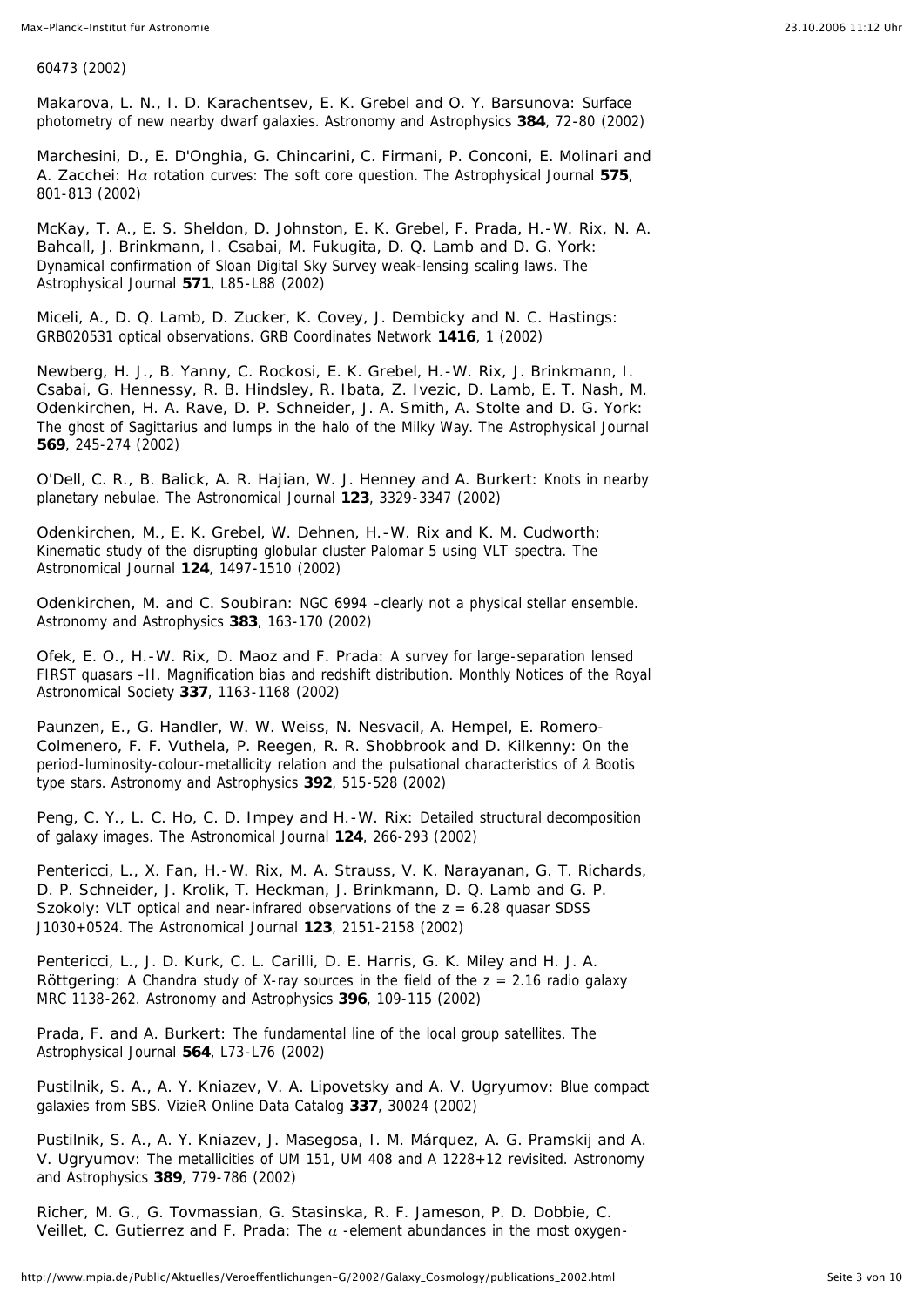60473 (2002)

Makarova, L. N., I. D. Karachentsev, E. K. Grebel and O. Y. Barsunova: Surface photometry of new nearby dwarf galaxies. Astronomy and Astrophysics **384**, 72-80 (2002)

Marchesini, D., E. D'Onghia, G. Chincarini, C. Firmani, P. Conconi, E. Molinari and A. Zacchei: H$\alpha$ rotation curves: The soft core question. The Astrophysical Journal **575**, 801-813 (2002)

McKay, T. A., E. S. Sheldon, D. Johnston, E. K. Grebel, F. Prada, H.-W. Rix, N. A. Bahcall, J. Brinkmann, I. Csabai, M. Fukugita, D. Q. Lamb and D. G. York: Dynamical confirmation of Sloan Digital Sky Survey weak-lensing scaling laws. The Astrophysical Journal **571**, L85-L88 (2002)

Miceli, A., D. Q. Lamb, D. Zucker, K. Covey, J. Dembicky and N. C. Hastings: GRB020531 optical observations. GRB Coordinates Network **1416**, 1 (2002)

Newberg, H. J., B. Yanny, C. Rockosi, E. K. Grebel, H.-W. Rix, J. Brinkmann, I. Csabai, G. Hennessy, R. B. Hindsley, R. Ibata, Z. Ivezic, D. Lamb, E. T. Nash, M. Odenkirchen, H. A. Rave, D. P. Schneider, J. A. Smith, A. Stolte and D. G. York: The ghost of Sagittarius and lumps in the halo of the Milky Way. The Astrophysical Journal **569**, 245-274 (2002)

O'Dell, C. R., B. Balick, A. R. Hajian, W. J. Henney and A. Burkert: Knots in nearby planetary nebulae. The Astronomical Journal **123**, 3329-3347 (2002)

Odenkirchen, M., E. K. Grebel, W. Dehnen, H.-W. Rix and K. M. Cudworth: Kinematic study of the disrupting globular cluster Palomar 5 using VLT spectra. The Astronomical Journal **124**, 1497-1510 (2002)

Odenkirchen, M. and C. Soubiran: NGC 6994 –clearly not a physical stellar ensemble. Astronomy and Astrophysics **383**, 163-170 (2002)

Ofek, E. O., H.-W. Rix, D. Maoz and F. Prada: A survey for large-separation lensed FIRST quasars –II. Magnification bias and redshift distribution. Monthly Notices of the Royal Astronomical Society **337**, 1163-1168 (2002)

Paunzen, E., G. Handler, W. W. Weiss, N. Nesvacil, A. Hempel, E. Romero-Colmenero, F. F. Vuthela, P. Reegen, R. R. Shobbrook and D. Kilkenny: On the period-luminosity-colour-metallicity relation and the pulsational characteristics of $\lambda$ Bootis type stars. Astronomy and Astrophysics **392**, 515-528 (2002)

Peng, C. Y., L. C. Ho, C. D. Impey and H.-W. Rix: Detailed structural decomposition of galaxy images. The Astronomical Journal **124**, 266-293 (2002)

Pentericci, L., X. Fan, H.-W. Rix, M. A. Strauss, V. K. Narayanan, G. T. Richards, D. P. Schneider, J. Krolik, T. Heckman, J. Brinkmann, D. Q. Lamb and G. P. Szokoly: VLT optical and near-infrared observations of the $z = 6.28$ quasar SDSS J1030+0524. The Astronomical Journal **123**, 2151-2158 (2002)

Pentericci, L., J. D. Kurk, C. L. Carilli, D. E. Harris, G. K. Miley and H. J. A. Röttgering: A Chandra study of X-ray sources in the field of the $z = 2.16$ radio galaxy MRC 1138-262. Astronomy and Astrophysics **396**, 109-115 (2002)

Prada, F. and A. Burkert: The fundamental line of the local group satellites. The Astrophysical Journal **564**, L73-L76 (2002)

Pustilnik, S. A., A. Y. Kniazev, V. A. Lipovetsky and A. V. Ugryumov: Blue compact galaxies from SBS. VizieR Online Data Catalog **337**, 30024 (2002)

Pustilnik, S. A., A. Y. Kniazev, J. Masegosa, I. M. Márquez, A. G. Pramskij and A. V. Ugryumov: The metallicities of UM 151, UM 408 and A 1228+12 revisited. Astronomy and Astrophysics **389**, 779-786 (2002)

Richer, M. G., G. Tovmassian, G. Stasinska, R. F. Jameson, P. D. Dobbie, C. Veillet, C. Gutierrez and F. Prada: The $\alpha$ -element abundances in the most oxygen-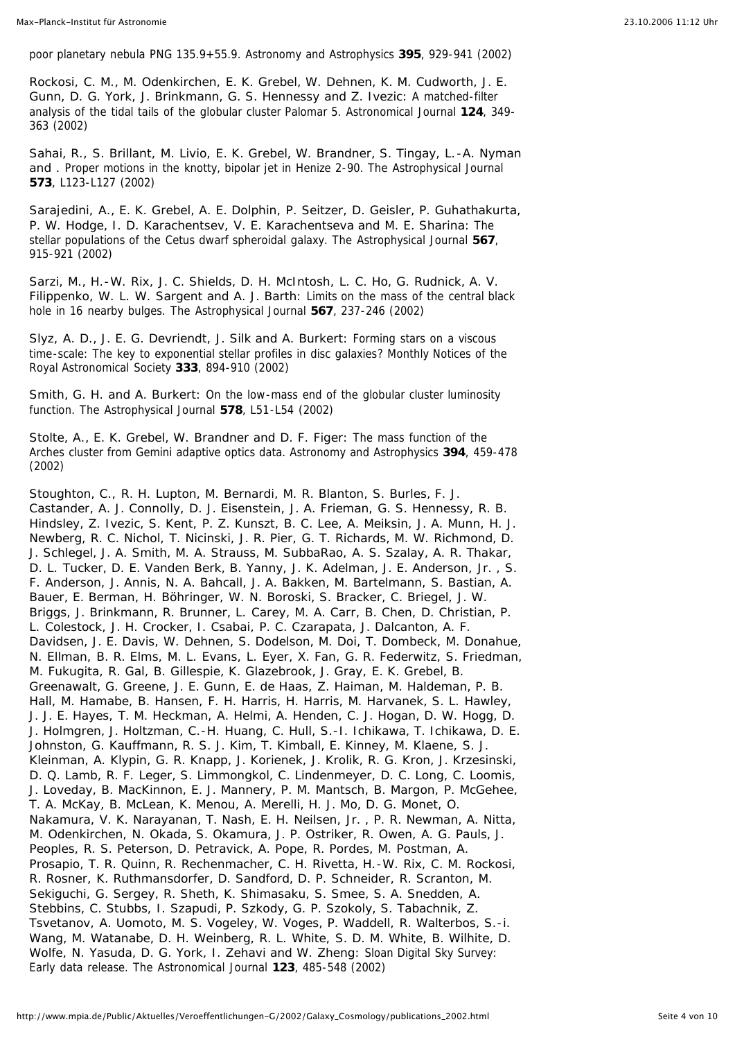poor planetary nebula PNG 135.9+55.9. Astronomy and Astrophysics **395**, 929-941 (2002)

Rockosi, C. M., M. Odenkirchen, E. K. Grebel, W. Dehnen, K. M. Cudworth, J. E. Gunn, D. G. York, J. Brinkmann, G. S. Hennessy and Z. Ivezic: A matched-filter analysis of the tidal tails of the globular cluster Palomar 5. Astronomical Journal **124**, 349-363 (2002)

Sahai, R., S. Brillant, M. Livio, E. K. Grebel, W. Brandner, S. Tingay, L.-A. Nyman and . Proper motions in the knotty, bipolar jet in Henize 2-90. The Astrophysical Journal **573**, L123-L127 (2002)

Sarajedini, A., E. K. Grebel, A. E. Dolphin, P. Seitzer, D. Geisler, P. Guhathakurta, P. W. Hodge, I. D. Karachentsev, V. E. Karachentseva and M. E. Sharina: The stellar populations of the Cetus dwarf spheroidal galaxy. The Astrophysical Journal **567**, 915-921 (2002)

Sarzi, M., H.-W. Rix, J. C. Shields, D. H. McIntosh, L. C. Ho, G. Rudnick, A. V. Filippenko, W. L. W. Sargent and A. J. Barth: Limits on the mass of the central black hole in 16 nearby bulges. The Astrophysical Journal **567**, 237-246 (2002)

Slyz, A. D., J. E. G. Devriendt, J. Silk and A. Burkert: Forming stars on a viscous time-scale: The key to exponential stellar profiles in disc galaxies? Monthly Notices of the Royal Astronomical Society **333**, 894-910 (2002)

Smith, G. H. and A. Burkert: On the low-mass end of the globular cluster luminosity function. The Astrophysical Journal **578**, L51-L54 (2002)

Stolte, A., E. K. Grebel, W. Brandner and D. F. Figer: The mass function of the Arches cluster from Gemini adaptive optics data. Astronomy and Astrophysics **394**, 459-478 (2002)

Stoughton, C., R. H. Lupton, M. Bernardi, M. R. Blanton, S. Burles, F. J. Castander, A. J. Connolly, D. J. Eisenstein, J. A. Frieman, G. S. Hennessy, R. B. Hindsley, Z. Ivezic, S. Kent, P. Z. Kunszt, B. C. Lee, A. Meiksin, J. A. Munn, H. J. Newberg, R. C. Nichol, T. Nicinski, J. R. Pier, G. T. Richards, M. W. Richmond, D. J. Schlegel, J. A. Smith, M. A. Strauss, M. SubbaRao, A. S. Szalay, A. R. Thakar, D. L. Tucker, D. E. Vanden Berk, B. Yanny, J. K. Adelman, J. E. Anderson, Jr. , S. F. Anderson, J. Annis, N. A. Bahcall, J. A. Bakken, M. Bartelmann, S. Bastian, A. Bauer, E. Berman, H. Böhringer, W. N. Boroski, S. Bracker, C. Briegel, J. W. Briggs, J. Brinkmann, R. Brunner, L. Carey, M. A. Carr, B. Chen, D. Christian, P. L. Colestock, J. H. Crocker, I. Csabai, P. C. Czarapata, J. Dalcanton, A. F. Davidsen, J. E. Davis, W. Dehnen, S. Dodelson, M. Doi, T. Dombeck, M. Donahue, N. Ellman, B. R. Elms, M. L. Evans, L. Eyer, X. Fan, G. R. Federwitz, S. Friedman, M. Fukugita, R. Gal, B. Gillespie, K. Glazebrook, J. Gray, E. K. Grebel, B. Greenawalt, G. Greene, J. E. Gunn, E. de Haas, Z. Haiman, M. Haldeman, P. B. Hall, M. Hamabe, B. Hansen, F. H. Harris, H. Harris, M. Harvanek, S. L. Hawley, J. J. E. Hayes, T. M. Heckman, A. Helmi, A. Henden, C. J. Hogan, D. W. Hogg, D. J. Holmgren, J. Holtzman, C.-H. Huang, C. Hull, S.-I. Ichikawa, T. Ichikawa, D. E. Johnston, G. Kauffmann, R. S. J. Kim, T. Kimball, E. Kinney, M. Klaene, S. J. Kleinman, A. Klypin, G. R. Knapp, J. Korienek, J. Krolik, R. G. Kron, J. Krzesinski, D. Q. Lamb, R. F. Leger, S. Limmongkol, C. Lindenmeyer, D. C. Long, C. Loomis, J. Loveday, B. MacKinnon, E. J. Mannery, P. M. Mantsch, B. Margon, P. McGehee, T. A. McKay, B. McLean, K. Menou, A. Merelli, H. J. Mo, D. G. Monet, O. Nakamura, V. K. Narayanan, T. Nash, E. H. Neilsen, Jr. , P. R. Newman, A. Nitta, M. Odenkirchen, N. Okada, S. Okamura, J. P. Ostriker, R. Owen, A. G. Pauls, J. Peoples, R. S. Peterson, D. Petravick, A. Pope, R. Pordes, M. Postman, A. Prosapio, T. R. Quinn, R. Rechenmacher, C. H. Rivetta, H.-W. Rix, C. M. Rockosi, R. Rosner, K. Ruthmansdorfer, D. Sandford, D. P. Schneider, R. Scranton, M. Sekiguchi, G. Sergey, R. Sheth, K. Shimasaku, S. Smee, S. A. Snedden, A. Stebbins, C. Stubbs, I. Szapudi, P. Szkody, G. P. Szokoly, S. Tabachnik, Z. Tsvetanov, A. Uomoto, M. S. Vogeley, W. Voges, P. Waddell, R. Walterbos, S.-i. Wang, M. Watanabe, D. H. Weinberg, R. L. White, S. D. M. White, B. Wilhite, D. Wolfe, N. Yasuda, D. G. York, I. Zehavi and W. Zheng: Sloan Digital Sky Survey: Early data release. The Astronomical Journal **123**, 485-548 (2002)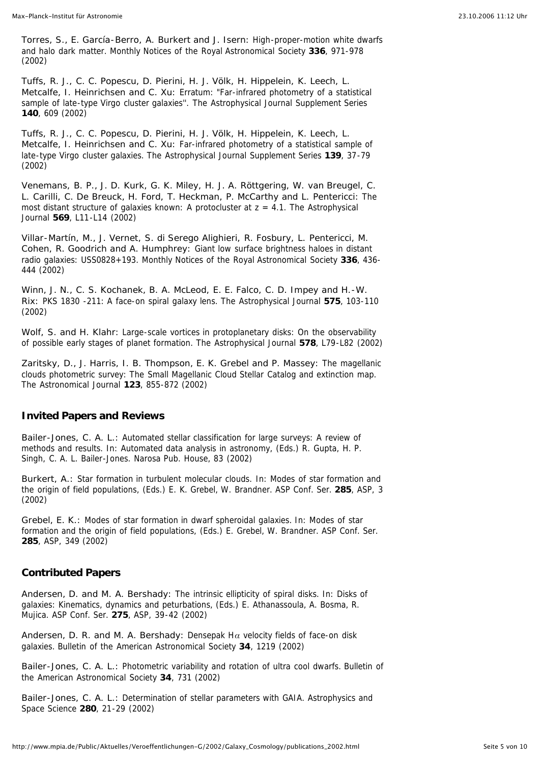Torres, S., E. García-Berro, A. Burkert and J. Isern: High-proper-motion white dwarfs and halo dark matter. Monthly Notices of the Royal Astronomical Society **336**, 971-978 (2002)

Tuffs, R. J., C. C. Popescu, D. Pierini, H. J. Völk, H. Hippelein, K. Leech, L. Metcalfe, I. Heinrichsen and C. Xu: Erratum: "Far-infrared photometry of a statistical sample of late-type Virgo cluster galaxies". The Astrophysical Journal Supplement Series **140**, 609 (2002)

Tuffs, R. J., C. C. Popescu, D. Pierini, H. J. Völk, H. Hippelein, K. Leech, L. Metcalfe, I. Heinrichsen and C. Xu: Far-infrared photometry of a statistical sample of late-type Virgo cluster galaxies. The Astrophysical Journal Supplement Series **139**, 37-79 (2002)

Venemans, B. P., J. D. Kurk, G. K. Miley, H. J. A. Röttgering, W. van Breugel, C. L. Carilli, C. De Breuck, H. Ford, T. Heckman, P. McCarthy and L. Pentericci: The most distant structure of galaxies known: A protocluster at $z = 4.1$. The Astrophysical Journal **569**, L11-L14 (2002)

Villar-Martín, M., J. Vernet, S. di Serego Alighieri, R. Fosbury, L. Pentericci, M. Cohen, R. Goodrich and A. Humphrey: Giant low surface brightness haloes in distant radio galaxies: USS0828+193. Monthly Notices of the Royal Astronomical Society **336**, 436-444 (2002)

Winn, J. N., C. S. Kochanek, B. A. McLeod, E. E. Falco, C. D. Impey and H.-W. Rix: PKS 1830 -211: A face-on spiral galaxy lens. The Astrophysical Journal **575**, 103-110 (2002)

Wolf, S. and H. Klahr: Large-scale vortices in protoplanetary disks: On the observability of possible early stages of planet formation. The Astrophysical Journal **578**, L79-L82 (2002)

Zaritsky, D., J. Harris, I. B. Thompson, E. K. Grebel and P. Massey: The magellanic clouds photometric survey: The Small Magellanic Cloud Stellar Catalog and extinction map. The Astronomical Journal **123**, 855-872 (2002)

## Invited Papers and Reviews

Bailer-Jones, C. A. L.: Automated stellar classification for large surveys: A review of methods and results. In: Automated data analysis in astronomy, (Eds.) R. Gupta, H. P. Singh, C. A. L. Bailer-Jones. Narosa Pub. House, 83 (2002)

Burkert, A.: Star formation in turbulent molecular clouds. In: Modes of star formation and the origin of field populations, (Eds.) E. K. Grebel, W. Brandner. ASP Conf. Ser. **285**, ASP, 3 (2002)

Grebel, E. K.: Modes of star formation in dwarf spheroidal galaxies. In: Modes of star formation and the origin of field populations, (Eds.) E. Grebel, W. Brandner. ASP Conf. Ser. **285**, ASP, 349 (2002)

## Contributed Papers

Andersen, D. and M. A. Bershady: The intrinsic ellipticity of spiral disks. In: Disks of galaxies: Kinematics, dynamics and peturbations, (Eds.) E. Athanassoula, A. Bosma, R. Mujica. ASP Conf. Ser. **275**, ASP, 39-42 (2002)

Andersen, D. R. and M. A. Bershady: Densepak H$\alpha$ velocity fields of face-on disk galaxies. Bulletin of the American Astronomical Society **34**, 1219 (2002)

Bailer-Jones, C. A. L.: Photometric variability and rotation of ultra cool dwarfs. Bulletin of the American Astronomical Society **34**, 731 (2002)

Bailer-Jones, C. A. L.: Determination of stellar parameters with GAIA. Astrophysics and Space Science **280**, 21-29 (2002)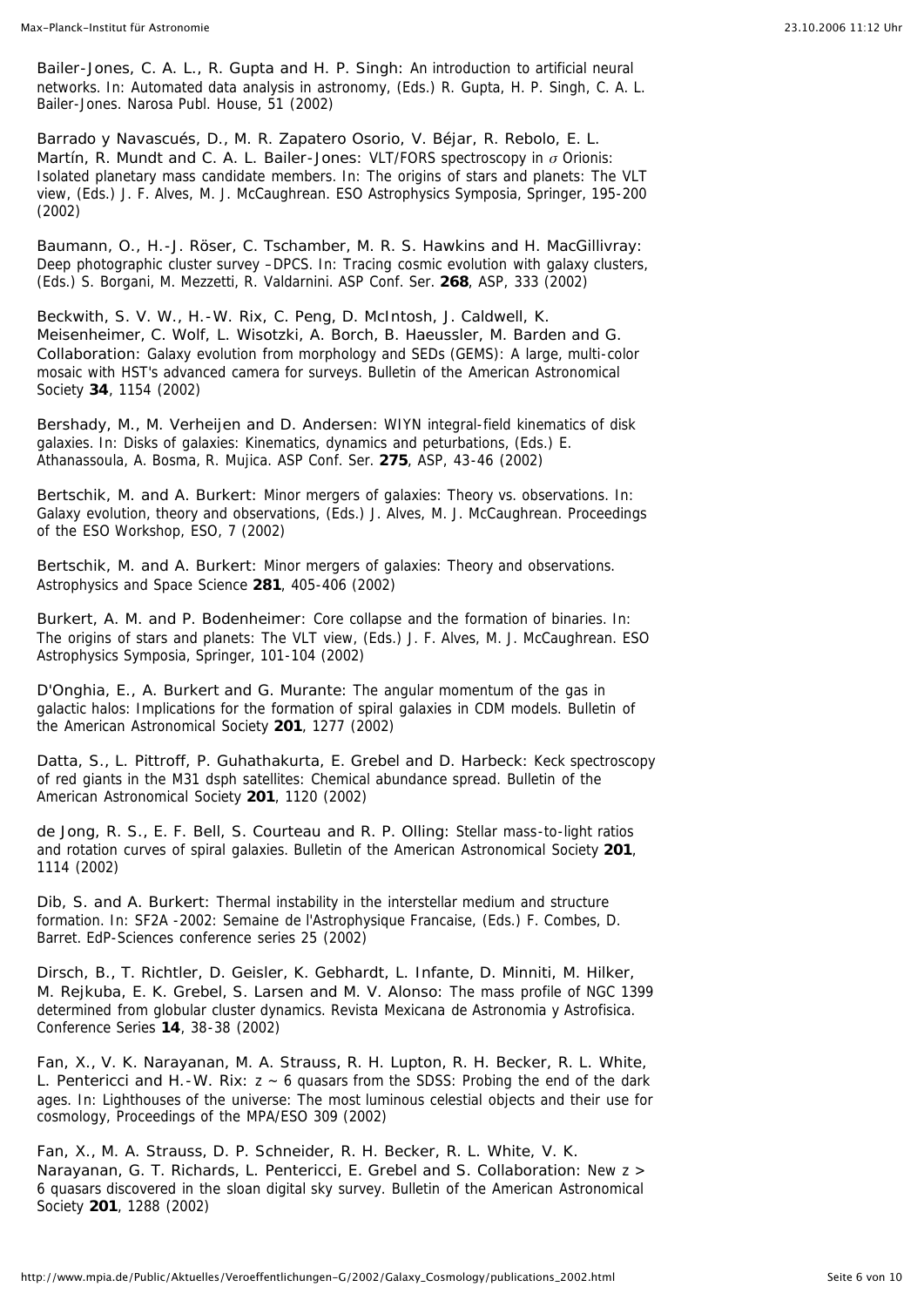Bailer-Jones, C. A. L., R. Gupta and H. P. Singh: An introduction to artificial neural networks. In: Automated data analysis in astronomy, (Eds.) R. Gupta, H. P. Singh, C. A. L. Bailer-Jones. Narosa Publ. House, 51 (2002)

Barrado y Navascués, D., M. R. Zapatero Osorio, V. Béjar, R. Rebolo, E. L. Martín, R. Mundt and C. A. L. Bailer-Jones: VLT/FORS spectroscopy in $\sigma$ Orionis: Isolated planetary mass candidate members. In: The origins of stars and planets: The VLT view, (Eds.) J. F. Alves, M. J. McCaughrean. ESO Astrophysics Symposia, Springer, 195-200 (2002)

Baumann, O., H.-J. Röser, C. Tschamber, M. R. S. Hawkins and H. MacGillivray: Deep photographic cluster survey –DPCS. In: Tracing cosmic evolution with galaxy clusters, (Eds.) S. Borgani, M. Mezzetti, R. Valdarnini. ASP Conf. Ser. **268**, ASP, 333 (2002)

Beckwith, S. V. W., H.-W. Rix, C. Peng, D. McIntosh, J. Caldwell, K. Meisenheimer, C. Wolf, L. Wisotzki, A. Borch, B. Haeussler, M. Barden and G. Collaboration: Galaxy evolution from morphology and SEDs (GEMS): A large, multi-color mosaic with HST's advanced camera for surveys. Bulletin of the American Astronomical Society **34**, 1154 (2002)

Bershady, M., M. Verheijen and D. Andersen: WIYN integral-field kinematics of disk galaxies. In: Disks of galaxies: Kinematics, dynamics and peturbations, (Eds.) E. Athanassoula, A. Bosma, R. Mujica. ASP Conf. Ser. **275**, ASP, 43-46 (2002)

Bertschik, M. and A. Burkert: Minor mergers of galaxies: Theory vs. observations. In: Galaxy evolution, theory and observations, (Eds.) J. Alves, M. J. McCaughrean. Proceedings of the ESO Workshop, ESO, 7 (2002)

Bertschik, M. and A. Burkert: Minor mergers of galaxies: Theory and observations. Astrophysics and Space Science **281**, 405-406 (2002)

Burkert, A. M. and P. Bodenheimer: Core collapse and the formation of binaries. In: The origins of stars and planets: The VLT view, (Eds.) J. F. Alves, M. J. McCaughrean. ESO Astrophysics Symposia, Springer, 101-104 (2002)

D'Onghia, E., A. Burkert and G. Murante: The angular momentum of the gas in galactic halos: Implications for the formation of spiral galaxies in CDM models. Bulletin of the American Astronomical Society **201**, 1277 (2002)

Datta, S., L. Pittroff, P. Guhathakurta, E. Grebel and D. Harbeck: Keck spectroscopy of red giants in the M31 dsph satellites: Chemical abundance spread. Bulletin of the American Astronomical Society **201**, 1120 (2002)

de Jong, R. S., E. F. Bell, S. Courteau and R. P. Olling: Stellar mass-to-light ratios and rotation curves of spiral galaxies. Bulletin of the American Astronomical Society **201**, 1114 (2002)

Dib, S. and A. Burkert: Thermal instability in the interstellar medium and structure formation. In: SF2A -2002: Semaine de l'Astrophysique Francaise, (Eds.) F. Combes, D. Barret. EdP-Sciences conference series 25 (2002)

Dirsch, B., T. Richtler, D. Geisler, K. Gebhardt, L. Infante, D. Minniti, M. Hilker, M. Rejkuba, E. K. Grebel, S. Larsen and M. V. Alonso: The mass profile of NGC 1399 determined from globular cluster dynamics. Revista Mexicana de Astronomia y Astrofisica. Conference Series **14**, 38-38 (2002)

Fan, X., V. K. Narayanan, M. A. Strauss, R. H. Lupton, R. H. Becker, R. L. White, L. Pentericci and H.-W. Rix: $z \sim 6$ quasars from the SDSS: Probing the end of the dark ages. In: Lighthouses of the universe: The most luminous celestial objects and their use for cosmology, Proceedings of the MPA/ESO 309 (2002)

Fan, X., M. A. Strauss, D. P. Schneider, R. H. Becker, R. L. White, V. K. Narayanan, G. T. Richards, L. Pentericci, E. Grebel and S. Collaboration: New $z > 6$ quasars discovered in the sloan digital sky survey. Bulletin of the American Astronomical Society **201**, 1288 (2002)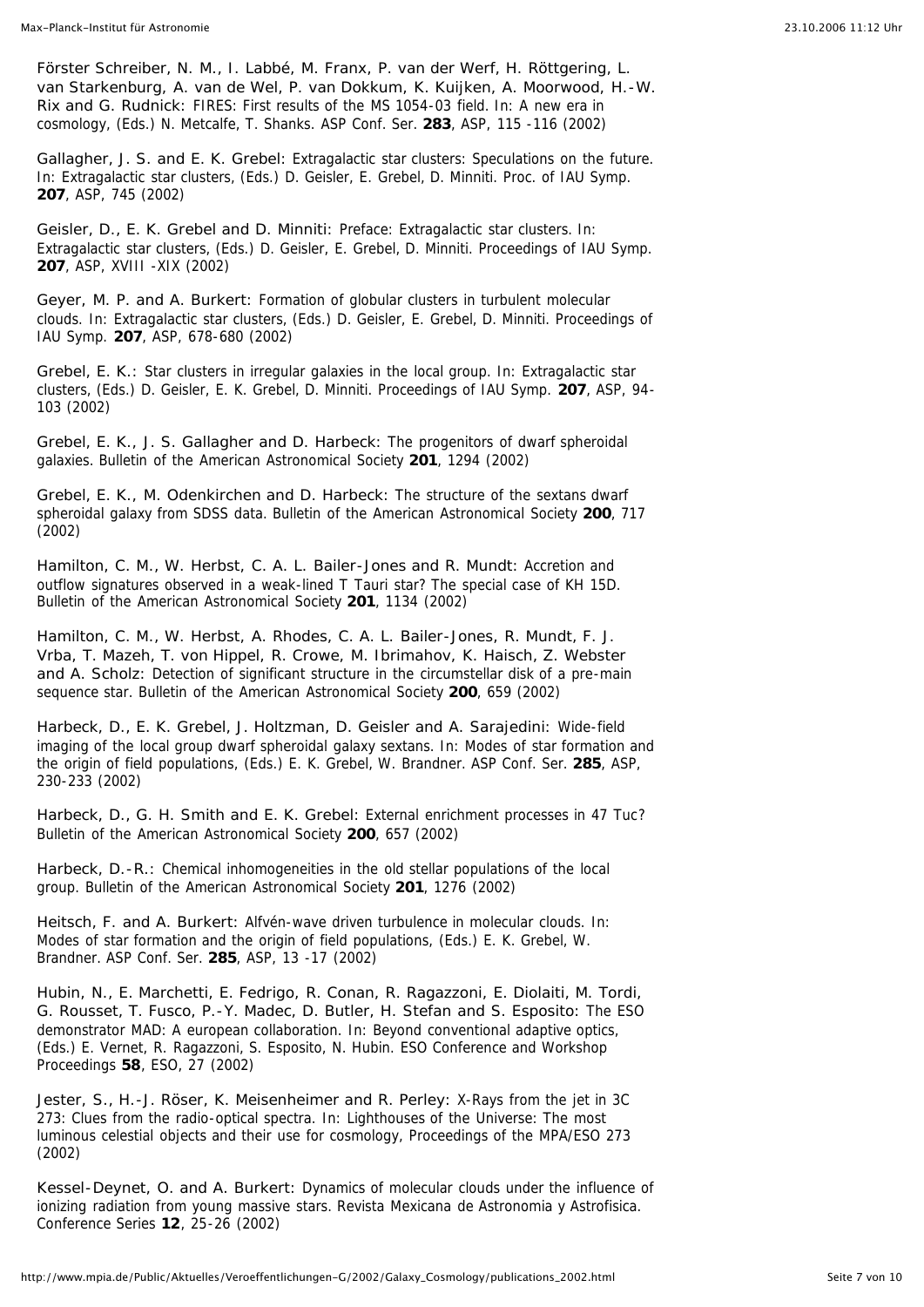Förster Schreiber, N. M., I. Labbé, M. Franx, P. van der Werf, H. Röttgering, L. van Starkenburg, A. van de Wel, P. van Dokkum, K. Kuijken, A. Moorwood, H.-W. Rix and G. Rudnick: FIRES: First results of the MS 1054-03 field. In: A new era in cosmology, (Eds.) N. Metcalfe, T. Shanks. ASP Conf. Ser. **283**, ASP, 115 -116 (2002)

Gallagher, J. S. and E. K. Grebel: Extragalactic star clusters: Speculations on the future. In: Extragalactic star clusters, (Eds.) D. Geisler, E. Grebel, D. Minniti. Proc. of IAU Symp. **207**, ASP, 745 (2002)

Geisler, D., E. K. Grebel and D. Minniti: Preface: Extragalactic star clusters. In: Extragalactic star clusters, (Eds.) D. Geisler, E. Grebel, D. Minniti. Proceedings of IAU Symp. **207**, ASP, XVIII -XIX (2002)

Geyer, M. P. and A. Burkert: Formation of globular clusters in turbulent molecular clouds. In: Extragalactic star clusters, (Eds.) D. Geisler, E. Grebel, D. Minniti. Proceedings of IAU Symp. **207**, ASP, 678-680 (2002)

Grebel, E. K.: Star clusters in irregular galaxies in the local group. In: Extragalactic star clusters, (Eds.) D. Geisler, E. K. Grebel, D. Minniti. Proceedings of IAU Symp. **207**, ASP, 94-103 (2002)

Grebel, E. K., J. S. Gallagher and D. Harbeck: The progenitors of dwarf spheroidal galaxies. Bulletin of the American Astronomical Society **201**, 1294 (2002)

Grebel, E. K., M. Odenkirchen and D. Harbeck: The structure of the sextans dwarf spheroidal galaxy from SDSS data. Bulletin of the American Astronomical Society **200**, 717 (2002)

Hamilton, C. M., W. Herbst, C. A. L. Bailer-Jones and R. Mundt: Accretion and outflow signatures observed in a weak-lined T Tauri star? The special case of KH 15D. Bulletin of the American Astronomical Society **201**, 1134 (2002)

Hamilton, C. M., W. Herbst, A. Rhodes, C. A. L. Bailer-Jones, R. Mundt, F. J. Vrba, T. Mazeh, T. von Hippel, R. Crowe, M. Ibrimahov, K. Haisch, Z. Webster and A. Scholz: Detection of significant structure in the circumstellar disk of a pre-main sequence star. Bulletin of the American Astronomical Society **200**, 659 (2002)

Harbeck, D., E. K. Grebel, J. Holtzman, D. Geisler and A. Sarajedini: Wide-field imaging of the local group dwarf spheroidal galaxy sextans. In: Modes of star formation and the origin of field populations, (Eds.) E. K. Grebel, W. Brandner. ASP Conf. Ser. **285**, ASP, 230-233 (2002)

Harbeck, D., G. H. Smith and E. K. Grebel: External enrichment processes in 47 Tuc? Bulletin of the American Astronomical Society **200**, 657 (2002)

Harbeck, D.-R.: Chemical inhomogeneities in the old stellar populations of the local group. Bulletin of the American Astronomical Society **201**, 1276 (2002)

Heitsch, F. and A. Burkert: Alfvén-wave driven turbulence in molecular clouds. In: Modes of star formation and the origin of field populations, (Eds.) E. K. Grebel, W. Brandner. ASP Conf. Ser. **285**, ASP, 13 -17 (2002)

Hubin, N., E. Marchetti, E. Fedrigo, R. Conan, R. Ragazzoni, E. Diolaiti, M. Tordi, G. Rousset, T. Fusco, P.-Y. Madec, D. Butler, H. Stefan and S. Esposito: The ESO demonstrator MAD: A european collaboration. In: Beyond conventional adaptive optics, (Eds.) E. Vernet, R. Ragazzoni, S. Esposito, N. Hubin. ESO Conference and Workshop Proceedings **58**, ESO, 27 (2002)

Jester, S., H.-J. Röser, K. Meisenheimer and R. Perley: X-Rays from the jet in 3C 273: Clues from the radio-optical spectra. In: Lighthouses of the Universe: The most luminous celestial objects and their use for cosmology, Proceedings of the MPA/ESO 273 (2002)

Kessel-Deynet, O. and A. Burkert: Dynamics of molecular clouds under the influence of ionizing radiation from young massive stars. Revista Mexicana de Astronomia y Astrofisica. Conference Series **12**, 25-26 (2002)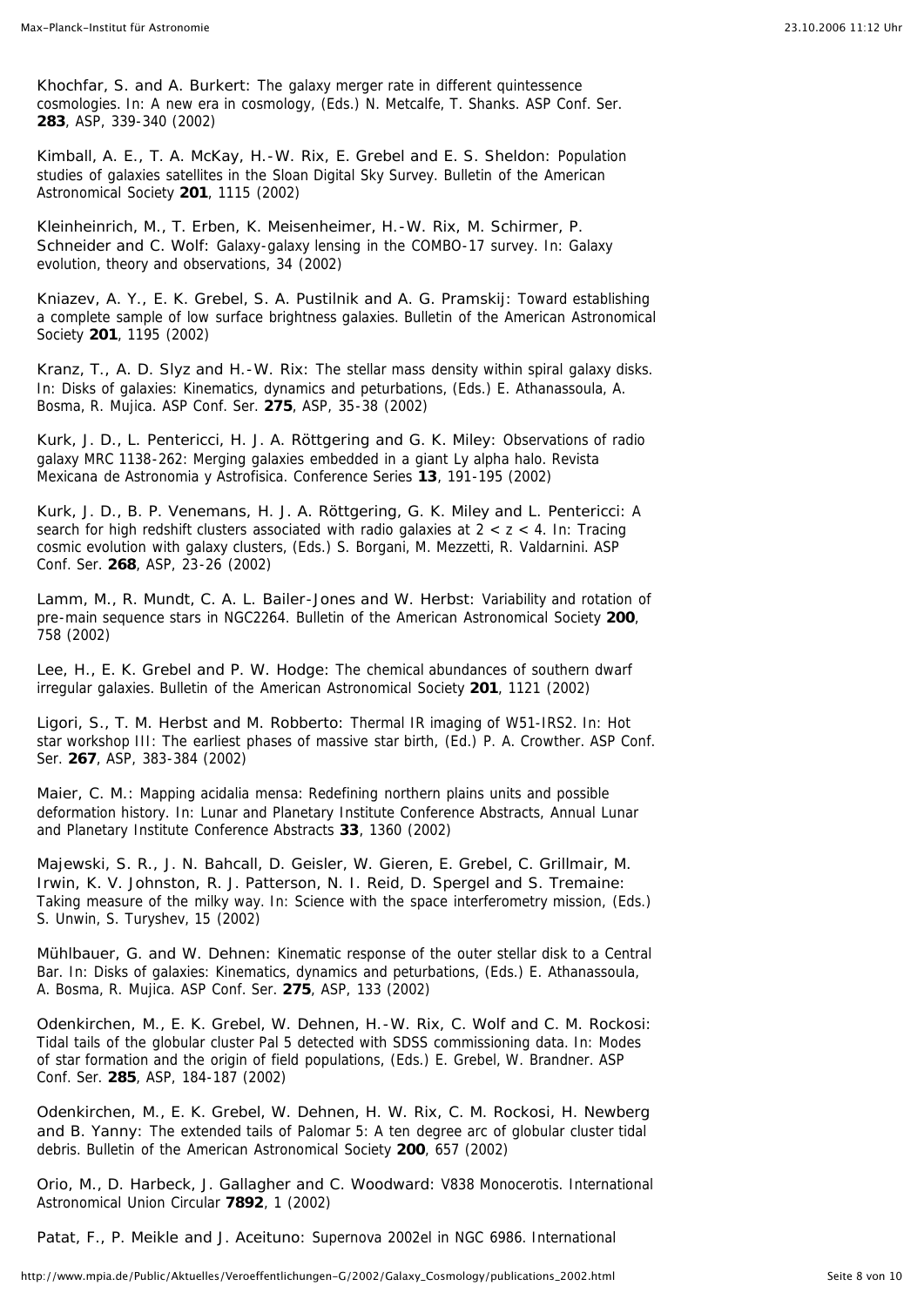Khochfar, S. and A. Burkert: The galaxy merger rate in different quintessence cosmologies. In: A new era in cosmology, (Eds.) N. Metcalfe, T. Shanks. ASP Conf. Ser. **283**, ASP, 339-340 (2002)

Kimball, A. E., T. A. McKay, H.-W. Rix, E. Grebel and E. S. Sheldon: Population studies of galaxies satellites in the Sloan Digital Sky Survey. Bulletin of the American Astronomical Society **201**, 1115 (2002)

Kleinheinrich, M., T. Erben, K. Meisenheimer, H.-W. Rix, M. Schirmer, P. Schneider and C. Wolf: Galaxy-galaxy lensing in the COMBO-17 survey. In: Galaxy evolution, theory and observations, 34 (2002)

Kniazev, A. Y., E. K. Grebel, S. A. Pustilnik and A. G. Pramskij: Toward establishing a complete sample of low surface brightness galaxies. Bulletin of the American Astronomical Society **201**, 1195 (2002)

Kranz, T., A. D. Slyz and H.-W. Rix: The stellar mass density within spiral galaxy disks. In: Disks of galaxies: Kinematics, dynamics and peturbations, (Eds.) E. Athanassoula, A. Bosma, R. Mujica. ASP Conf. Ser. **275**, ASP, 35-38 (2002)

Kurk, J. D., L. Pentericci, H. J. A. Röttgering and G. K. Miley: Observations of radio galaxy MRC 1138-262: Merging galaxies embedded in a giant Ly alpha halo. Revista Mexicana de Astronomia y Astrofisica. Conference Series **13**, 191-195 (2002)

Kurk, J. D., B. P. Venemans, H. J. A. Röttgering, G. K. Miley and L. Pentericci: A search for high redshift clusters associated with radio galaxies at $2 < z < 4$. In: Tracing cosmic evolution with galaxy clusters, (Eds.) S. Borgani, M. Mezzetti, R. Valdarnini. ASP Conf. Ser. **268**, ASP, 23-26 (2002)

Lamm, M., R. Mundt, C. A. L. Bailer-Jones and W. Herbst: Variability and rotation of pre-main sequence stars in NGC2264. Bulletin of the American Astronomical Society **200**, 758 (2002)

Lee, H., E. K. Grebel and P. W. Hodge: The chemical abundances of southern dwarf irregular galaxies. Bulletin of the American Astronomical Society **201**, 1121 (2002)

Ligori, S., T. M. Herbst and M. Robberto: Thermal IR imaging of W51-IRS2. In: Hot star workshop III: The earliest phases of massive star birth, (Ed.) P. A. Crowther. ASP Conf. Ser. **267**, ASP, 383-384 (2002)

Maier, C. M.: Mapping acidalia mensa: Redefining northern plains units and possible deformation history. In: Lunar and Planetary Institute Conference Abstracts, Annual Lunar and Planetary Institute Conference Abstracts **33**, 1360 (2002)

Majewski, S. R., J. N. Bahcall, D. Geisler, W. Gieren, E. Grebel, C. Grillmair, M. Irwin, K. V. Johnston, R. J. Patterson, N. I. Reid, D. Spergel and S. Tremaine: Taking measure of the milky way. In: Science with the space interferometry mission, (Eds.) S. Unwin, S. Turyshev, 15 (2002)

Mühlbauer, G. and W. Dehnen: Kinematic response of the outer stellar disk to a Central Bar. In: Disks of galaxies: Kinematics, dynamics and peturbations, (Eds.) E. Athanassoula, A. Bosma, R. Mujica. ASP Conf. Ser. **275**, ASP, 133 (2002)

Odenkirchen, M., E. K. Grebel, W. Dehnen, H.-W. Rix, C. Wolf and C. M. Rockosi: Tidal tails of the globular cluster Pal 5 detected with SDSS commissioning data. In: Modes of star formation and the origin of field populations, (Eds.) E. Grebel, W. Brandner. ASP Conf. Ser. **285**, ASP, 184-187 (2002)

Odenkirchen, M., E. K. Grebel, W. Dehnen, H. W. Rix, C. M. Rockosi, H. Newberg and B. Yanny: The extended tails of Palomar 5: A ten degree arc of globular cluster tidal debris. Bulletin of the American Astronomical Society **200**, 657 (2002)

Orio, M., D. Harbeck, J. Gallagher and C. Woodward: V838 Monocerotis. International Astronomical Union Circular **7892**, 1 (2002)

Patat, F., P. Meikle and J. Aceituno: Supernova 2002el in NGC 6986. International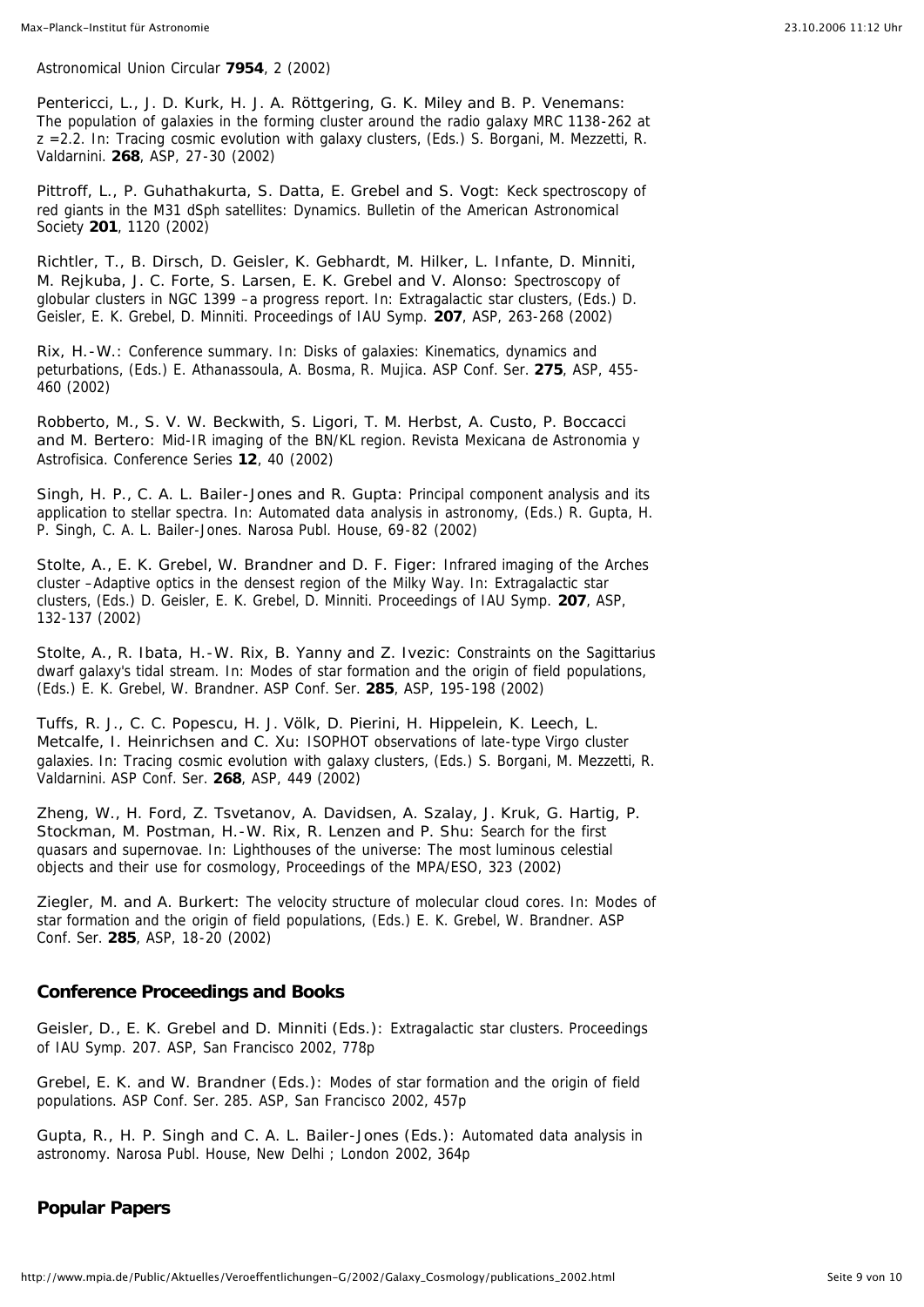Astronomical Union Circular **7954**, 2 (2002)

Pentericci, L., J. D. Kurk, H. J. A. Röttgering, G. K. Miley and B. P. Venemans: The population of galaxies in the forming cluster around the radio galaxy MRC 1138-262 at z =2.2. In: Tracing cosmic evolution with galaxy clusters, (Eds.) S. Borgani, M. Mezzetti, R. Valdarnini. **268**, ASP, 27-30 (2002)

Pittroff, L., P. Guhathakurta, S. Datta, E. Grebel and S. Vogt: Keck spectroscopy of red giants in the M31 dSph satellites: Dynamics. Bulletin of the American Astronomical Society **201**, 1120 (2002)

Richtler, T., B. Dirsch, D. Geisler, K. Gebhardt, M. Hilker, L. Infante, D. Minniti, M. Rejkuba, J. C. Forte, S. Larsen, E. K. Grebel and V. Alonso: Spectroscopy of globular clusters in NGC 1399 –a progress report. In: Extragalactic star clusters, (Eds.) D. Geisler, E. K. Grebel, D. Minniti. Proceedings of IAU Symp. **207**, ASP, 263-268 (2002)

Rix, H.-W.: Conference summary. In: Disks of galaxies: Kinematics, dynamics and peturbations, (Eds.) E. Athanassoula, A. Bosma, R. Mujica. ASP Conf. Ser. **275**, ASP, 455-460 (2002)

Robberto, M., S. V. W. Beckwith, S. Ligori, T. M. Herbst, A. Custo, P. Boccacci and M. Bertero: Mid-IR imaging of the BN/KL region. Revista Mexicana de Astronomia y Astrofisica. Conference Series **12**, 40 (2002)

Singh, H. P., C. A. L. Bailer-Jones and R. Gupta: Principal component analysis and its application to stellar spectra. In: Automated data analysis in astronomy, (Eds.) R. Gupta, H. P. Singh, C. A. L. Bailer-Jones. Narosa Publ. House, 69-82 (2002)

Stolte, A., E. K. Grebel, W. Brandner and D. F. Figer: Infrared imaging of the Arches cluster –Adaptive optics in the densest region of the Milky Way. In: Extragalactic star clusters, (Eds.) D. Geisler, E. K. Grebel, D. Minniti. Proceedings of IAU Symp. **207**, ASP, 132-137 (2002)

Stolte, A., R. Ibata, H.-W. Rix, B. Yanny and Z. Ivezic: Constraints on the Sagittarius dwarf galaxy's tidal stream. In: Modes of star formation and the origin of field populations, (Eds.) E. K. Grebel, W. Brandner. ASP Conf. Ser. **285**, ASP, 195-198 (2002)

Tuffs, R. J., C. C. Popescu, H. J. Völk, D. Pierini, H. Hippelein, K. Leech, L. Metcalfe, I. Heinrichsen and C. Xu: ISOPHOT observations of late-type Virgo cluster galaxies. In: Tracing cosmic evolution with galaxy clusters, (Eds.) S. Borgani, M. Mezzetti, R. Valdarnini. ASP Conf. Ser. **268**, ASP, 449 (2002)

Zheng, W., H. Ford, Z. Tsvetanov, A. Davidsen, A. Szalay, J. Kruk, G. Hartig, P. Stockman, M. Postman, H.-W. Rix, R. Lenzen and P. Shu: Search for the first quasars and supernovae. In: Lighthouses of the universe: The most luminous celestial objects and their use for cosmology, Proceedings of the MPA/ESO, 323 (2002)

Ziegler, M. and A. Burkert: The velocity structure of molecular cloud cores. In: Modes of star formation and the origin of field populations, (Eds.) E. K. Grebel, W. Brandner. ASP Conf. Ser. **285**, ASP, 18-20 (2002)

## Conference Proceedings and Books

Geisler, D., E. K. Grebel and D. Minniti (Eds.): Extragalactic star clusters. Proceedings of IAU Symp. 207. ASP, San Francisco 2002, 778p

Grebel, E. K. and W. Brandner (Eds.): Modes of star formation and the origin of field populations. ASP Conf. Ser. 285. ASP, San Francisco 2002, 457p

Gupta, R., H. P. Singh and C. A. L. Bailer-Jones (Eds.): Automated data analysis in astronomy. Narosa Publ. House, New Delhi ; London 2002, 364p

## Popular Papers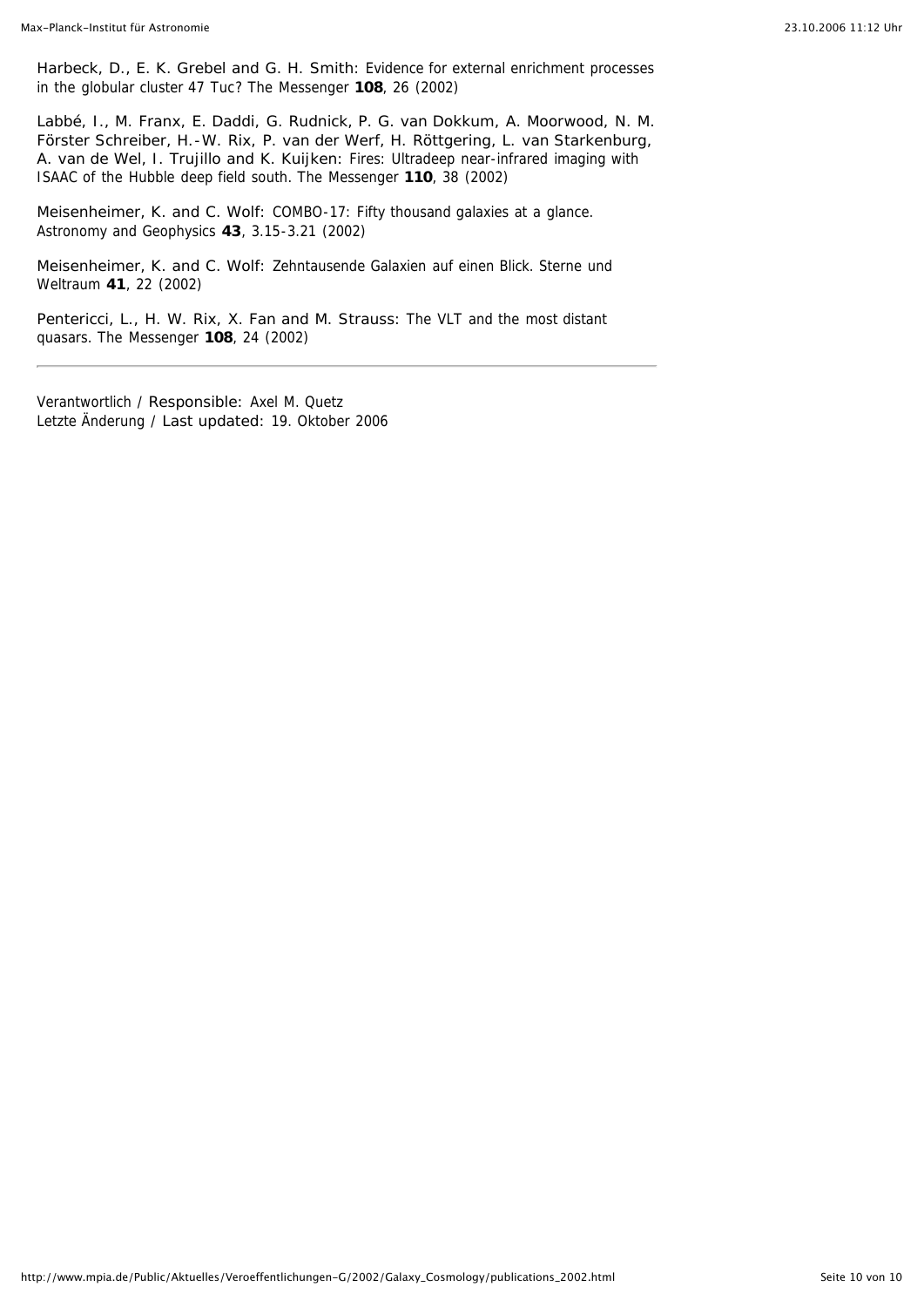Harbeck, D., E. K. Grebel and G. H. Smith: Evidence for external enrichment processes in the globular cluster 47 Tuc? The Messenger **108**, 26 (2002)

Labbé, I., M. Franx, E. Daddi, G. Rudnick, P. G. van Dokkum, A. Moorwood, N. M. Förster Schreiber, H.-W. Rix, P. van der Werf, H. Röttgering, L. van Starkenburg, A. van de Wel, I. Trujillo and K. Kuijken: Fires: Ultradeep near-infrared imaging with ISAAC of the Hubble deep field south. The Messenger **110**, 38 (2002)

Meisenheimer, K. and C. Wolf: COMBO-17: Fifty thousand galaxies at a glance. Astronomy and Geophysics **43**, 3.15-3.21 (2002)

Meisenheimer, K. and C. Wolf: Zehntausende Galaxien auf einen Blick. Sterne und Weltraum **41**, 22 (2002)

Pentericci, L., H. W. Rix, X. Fan and M. Strauss: The VLT and the most distant quasars. The Messenger **108**, 24 (2002)

---

Verantwortlich / Responsible: Axel M. Quetz
Letzte Änderung / Last updated: 19. Oktober 2006